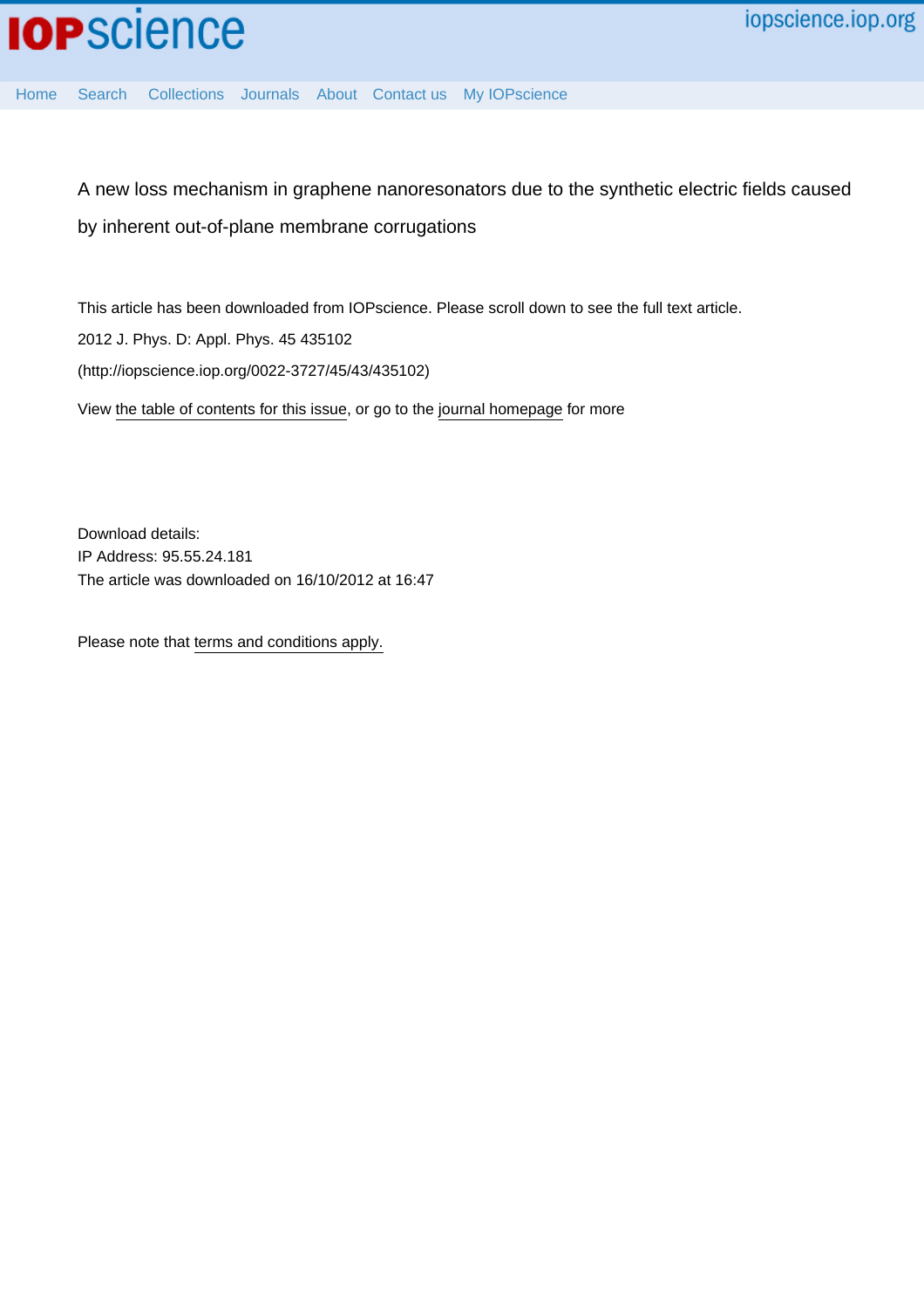A new loss mechanism in graphene nanoresonators due to the synthetic electric fields caused by inherent out-of-plane membrane corrugations

This article has been downloaded from IOPscience. Please scroll down to see the full text article.

2012 J. Phys. D: Appl. Phys. 45 435102

(http://iopscience.iop.org/0022-3727/45/43/435102)

View the table of contents for this issue, or go to the journal homepage for more

Download details:
IP Address: 95.55.24.181
The article was downloaded on 16/10/2012 at 16:47

Please note that terms and conditions apply.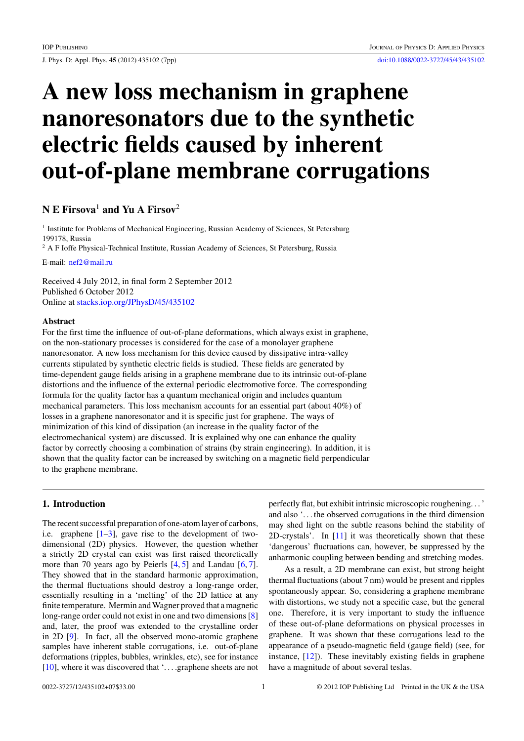# A new loss mechanism in graphene nanoresonators due to the synthetic electric fields caused by inherent out-of-plane membrane corrugations

**N E Firsova**[1] **and Yu A Firsov**[2]

[1] Institute for Problems of Mechanical Engineering, Russian Academy of Sciences, St Petersburg 199178, Russia

[2] A F Ioffe Physical-Technical Institute, Russian Academy of Sciences, St Petersburg, Russia

E-mail: nef2@mail.ru

Received 4 July 2012, in final form 2 September 2012
Published 6 October 2012
Online at stacks.iop.org/JPhysD/45/435102

### Abstract

For the first time the influence of out-of-plane deformations, which always exist in graphene, on the non-stationary processes is considered for the case of a monolayer graphene nanoresonator. A new loss mechanism for this device caused by dissipative intra-valley currents stipulated by synthetic electric fields is studied. These fields are generated by time-dependent gauge fields arising in a graphene membrane due to its intrinsic out-of-plane distortions and the influence of the external periodic electromotive force. The corresponding formula for the quality factor has a quantum mechanical origin and includes quantum mechanical parameters. This loss mechanism accounts for an essential part (about 40%) of losses in a graphene nanoresonator and it is specific just for graphene. The ways of minimization of this kind of dissipation (an increase in the quality factor of the electromechanical system) are discussed. It is explained why one can enhance the quality factor by correctly choosing a combination of strains (by strain engineering). In addition, it is shown that the quality factor can be increased by switching on a magnetic field perpendicular to the graphene membrane.

## 1. Introduction

The recent successful preparation of one-atom layer of carbons, i.e. graphene [1–3], gave rise to the development of two-dimensional (2D) physics. However, the question whether a strictly 2D crystal can exist was first raised theoretically more than 70 years ago by Peierls [4, 5] and Landau [6, 7]. They showed that in the standard harmonic approximation, the thermal fluctuations should destroy a long-range order, essentially resulting in a 'melting' of the 2D lattice at any finite temperature. Mermin and Wagner proved that a magnetic long-range order could not exist in one and two dimensions [8] and, later, the proof was extended to the crystalline order in 2D [9]. In fact, all the observed mono-atomic graphene samples have inherent stable corrugations, i.e. out-of-plane deformations (ripples, bubbles, wrinkles, etc), see for instance [10], where it was discovered that '….graphene sheets are not perfectly flat, but exhibit intrinsic microscopic roughening…' and also '…the observed corrugations in the third dimension may shed light on the subtle reasons behind the stability of 2D-crystals'. In [11] it was theoretically shown that these 'dangerous' fluctuations can, however, be suppressed by the anharmonic coupling between bending and stretching modes.

As a result, a 2D membrane can exist, but strong height thermal fluctuations (about 7 nm) would be present and ripples spontaneously appear. So, considering a graphene membrane with distortions, we study not a specific case, but the general one. Therefore, it is very important to study the influence of these out-of-plane deformations on physical processes in graphene. It was shown that these corrugations lead to the appearance of a pseudo-magnetic field (gauge field) (see, for instance, [12]). These inevitably existing fields in graphene have a magnitude of about several teslas.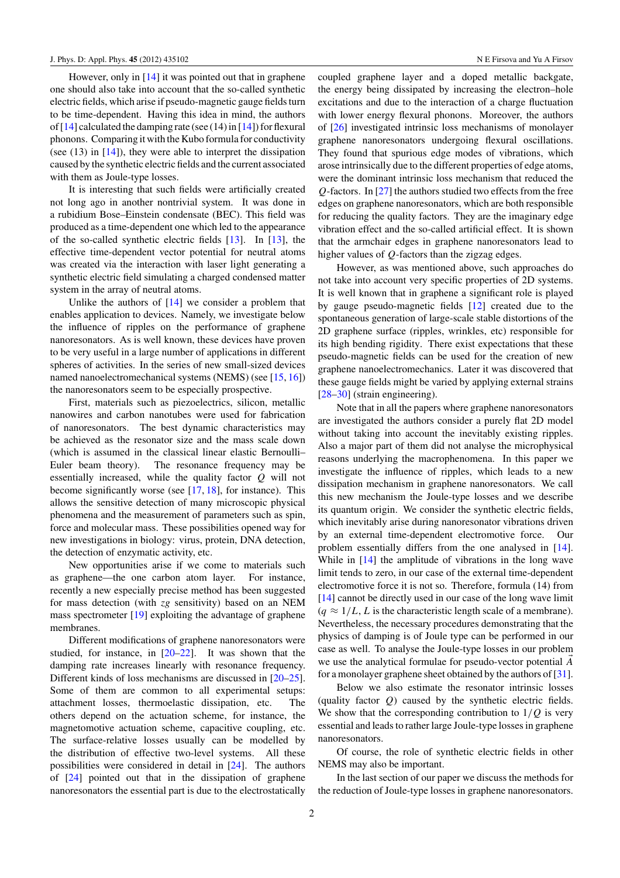However, only in [14] it was pointed out that in graphene one should also take into account that the so-called synthetic electric fields, which arise if pseudo-magnetic gauge fields turn to be time-dependent. Having this idea in mind, the authors of [14] calculated the damping rate (see (14) in [14]) for flexural phonons. Comparing it with the Kubo formula for conductivity (see (13) in [14]), they were able to interpret the dissipation caused by the synthetic electric fields and the current associated with them as Joule-type losses.

It is interesting that such fields were artificially created not long ago in another nontrivial system. It was done in a rubidium Bose–Einstein condensate (BEC). This field was produced as a time-dependent one which led to the appearance of the so-called synthetic electric fields [13]. In [13], the effective time-dependent vector potential for neutral atoms was created via the interaction with laser light generating a synthetic electric field simulating a charged condensed matter system in the array of neutral atoms.

Unlike the authors of [14] we consider a problem that enables application to devices. Namely, we investigate below the influence of ripples on the performance of graphene nanoresonators. As is well known, these devices have proven to be very useful in a large number of applications in different spheres of activities. In the series of new small-sized devices named nanoelectromechanical systems (NEMS) (see [15, 16]) the nanoresonators seem to be especially prospective.

First, materials such as piezoelectrics, silicon, metallic nanowires and carbon nanotubes were used for fabrication of nanoresonators. The best dynamic characteristics may be achieved as the resonator size and the mass scale down (which is assumed in the classical linear elastic Bernoulli–Euler beam theory). The resonance frequency may be essentially increased, while the quality factor $Q$ will not become significantly worse (see [17, 18], for instance). This allows the sensitive detection of many microscopic physical phenomena and the measurement of parameters such as spin, force and molecular mass. These possibilities opened way for new investigations in biology: virus, protein, DNA detection, the detection of enzymatic activity, etc.

New opportunities arise if we come to materials such as graphene—the one carbon atom layer. For instance, recently a new especially precise method has been suggested for mass detection (with *zg* sensitivity) based on an NEM mass spectrometer [19] exploiting the advantage of graphene membranes.

Different modifications of graphene nanoresonators were studied, for instance, in [20–22]. It was shown that the damping rate increases linearly with resonance frequency. Different kinds of loss mechanisms are discussed in [20–25]. Some of them are common to all experimental setups: attachment losses, thermoelastic dissipation, etc. The others depend on the actuation scheme, for instance, the magnetomotive actuation scheme, capacitive coupling, etc. The surface-relative losses usually can be modelled by the distribution of effective two-level systems. All these possibilities were considered in detail in [24]. The authors of [24] pointed out that in the dissipation of graphene nanoresonators the essential part is due to the electrostatically coupled graphene layer and a doped metallic backgate, the energy being dissipated by increasing the electron–hole excitations and due to the interaction of a charge fluctuation with lower energy flexural phonons. Moreover, the authors of [26] investigated intrinsic loss mechanisms of monolayer graphene nanoresonators undergoing flexural oscillations. They found that spurious edge modes of vibrations, which arose intrinsically due to the different properties of edge atoms, were the dominant intrinsic loss mechanism that reduced the $Q$-factors. In [27] the authors studied two effects from the free edges on graphene nanoresonators, which are both responsible for reducing the quality factors. They are the imaginary edge vibration effect and the so-called artificial effect. It is shown that the armchair edges in graphene nanoresonators lead to higher values of $Q$-factors than the zigzag edges.

However, as was mentioned above, such approaches do not take into account very specific properties of 2D systems. It is well known that in graphene a significant role is played by gauge pseudo-magnetic fields [12] created due to the spontaneous generation of large-scale stable distortions of the 2D graphene surface (ripples, wrinkles, etc) responsible for its high bending rigidity. There exist expectations that these pseudo-magnetic fields can be used for the creation of new graphene nanoelectromechanics. Later it was discovered that these gauge fields might be varied by applying external strains [28–30] (strain engineering).

Note that in all the papers where graphene nanoresonators are investigated the authors consider a purely flat 2D model without taking into account the inevitably existing ripples. Also a major part of them did not analyse the microphysical reasons underlying the macrophenomena. In this paper we investigate the influence of ripples, which leads to a new dissipation mechanism in graphene nanoresonators. We call this new mechanism the Joule-type losses and we describe its quantum origin. We consider the synthetic electric fields, which inevitably arise during nanoresonator vibrations driven by an external time-dependent electromotive force. Our problem essentially differs from the one analysed in [14]. While in [14] the amplitude of vibrations in the long wave limit tends to zero, in our case of the external time-dependent electromotive force it is not so. Therefore, formula (14) from [14] cannot be directly used in our case of the long wave limit ($q \approx 1/L$, $L$ is the characteristic length scale of a membrane). Nevertheless, the necessary procedures demonstrating that the physics of damping is of Joule type can be performed in our case as well. To analyse the Joule-type losses in our problem we use the analytical formulae for pseudo-vector potential $\vec{A}$ for a monolayer graphene sheet obtained by the authors of [31].

Below we also estimate the resonator intrinsic losses (quality factor $Q$) caused by the synthetic electric fields. We show that the corresponding contribution to $1/Q$ is very essential and leads to rather large Joule-type losses in graphene nanoresonators.

Of course, the role of synthetic electric fields in other NEMS may also be important.

In the last section of our paper we discuss the methods for the reduction of Joule-type losses in graphene nanoresonators.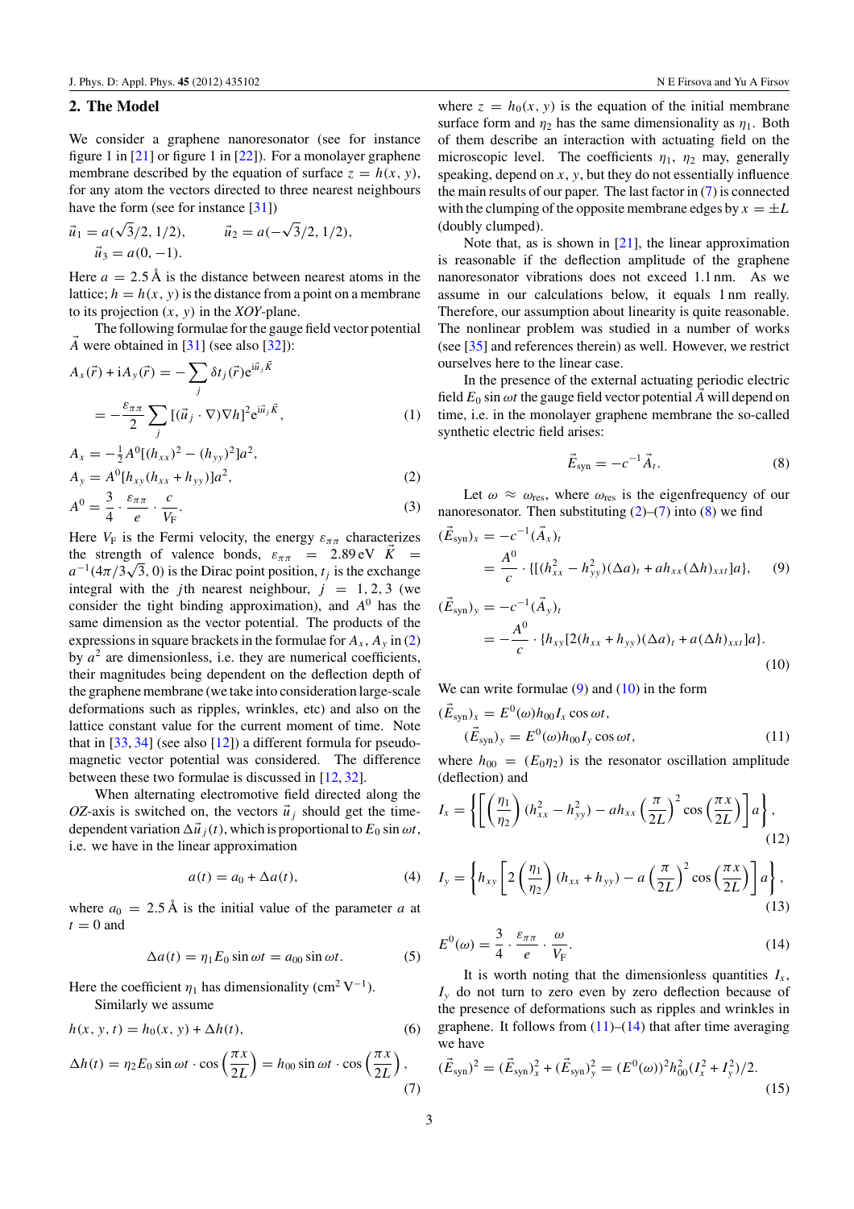## 2. The Model

We consider a graphene nanoresonator (see for instance figure 1 in [21] or figure 1 in [22]). For a monolayer graphene membrane described by the equation of surface $z = h(x, y)$, for any atom the vectors directed to three nearest neighbours have the form (see for instance [31])

$$\vec{u}_1 = a(\sqrt{3}/2, 1/2), \qquad \vec{u}_2 = a(-\sqrt{3}/2, 1/2),$$
$$\vec{u}_3 = a(0, -1).$$

Here $a = 2.5$ Å is the distance between nearest atoms in the lattice; $h = h(x, y)$ is the distance from a point on a membrane to its projection $(x, y)$ in the $XOY$-plane.

The following formulae for the gauge field vector potential $\vec{A}$ were obtained in [31] (see also [32]):

$$A_x(\vec{r}) + \mathrm{i}A_y(\vec{r}) = -\sum_j \delta t_j(\vec{r})\mathrm{e}^{\mathrm{i}\vec{u}_j\vec{K}}$$
$$= -\frac{\varepsilon_{\pi\pi}}{2}\sum_j [(\vec{u}_j \cdot \nabla)\nabla h]^2 \mathrm{e}^{\mathrm{i}\vec{u}_j\vec{K}}, \tag{1}$$

$$A_x = -\tfrac{1}{2}A^0[(h_{xx})^2 - (h_{yy})^2]a^2,$$
$$A_y = A^0[h_{xy}(h_{xx} + h_{yy})]a^2, \tag{2}$$
$$A^0 = \frac{3}{4}\cdot\frac{\varepsilon_{\pi\pi}}{e}\cdot\frac{c}{V_F}. \tag{3}$$

Here $V_F$ is the Fermi velocity, the energy $\varepsilon_{\pi\pi}$ characterizes the strength of valence bonds, $\varepsilon_{\pi\pi} = 2.89$ eV $\vec{K} = a^{-1}(4\pi/3\sqrt{3}, 0)$ is the Dirac point position, $t_j$ is the exchange integral with the $j$th nearest neighbour, $j = 1, 2, 3$ (we consider the tight binding approximation), and $A^0$ has the same dimension as the vector potential. The products of the expressions in square brackets in the formulae for $A_x$, $A_y$ in (2) by $a^2$ are dimensionless, i.e. they are numerical coefficients, their magnitudes being dependent on the deflection depth of the graphene membrane (we take into consideration large-scale deformations such as ripples, wrinkles, etc) and also on the lattice constant value for the current moment of time. Note that in [33, 34] (see also [12]) a different formula for pseudo-magnetic vector potential was considered. The difference between these two formulae is discussed in [12, 32].

When alternating electromotive field directed along the $OZ$-axis is switched on, the vectors $\vec{u}_j$ should get the time-dependent variation $\Delta\vec{u}_j(t)$, which is proportional to $E_0 \sin\omega t$, i.e. we have in the linear approximation

$$a(t) = a_0 + \Delta a(t), \tag{4}$$

where $a_0 = 2.5$ Å is the initial value of the parameter $a$ at $t = 0$ and

$$\Delta a(t) = \eta_1 E_0 \sin\omega t = a_{00}\sin\omega t. \tag{5}$$

Here the coefficient $\eta_1$ has dimensionality (cm$^2$ V$^{-1}$).

Similarly we assume

$$h(x, y, t) = h_0(x, y) + \Delta h(t), \tag{6}$$

$$\Delta h(t) = \eta_2 E_0 \sin\omega t \cdot \cos\left(\frac{\pi x}{2L}\right) = h_{00}\sin\omega t \cdot \cos\left(\frac{\pi x}{2L}\right), \tag{7}$$

where $z = h_0(x, y)$ is the equation of the initial membrane surface form and $\eta_2$ has the same dimensionality as $\eta_1$. Both of them describe an interaction with actuating field on the microscopic level. The coefficients $\eta_1$, $\eta_2$ may, generally speaking, depend on $x$, $y$, but they do not essentially influence the main results of our paper. The last factor in (7) is connected with the clumping of the opposite membrane edges by $x = \pm L$ (doubly clumped).

Note that, as is shown in [21], the linear approximation is reasonable if the deflection amplitude of the graphene nanoresonator vibrations does not exceed 1.1 nm. As we assume in our calculations below, it equals 1 nm really. Therefore, our assumption about linearity is quite reasonable. The nonlinear problem was studied in a number of works (see [35] and references therein) as well. However, we restrict ourselves here to the linear case.

In the presence of the external actuating periodic electric field $E_0 \sin\omega t$ the gauge field vector potential $\vec{A}$ will depend on time, i.e. in the monolayer graphene membrane the so-called synthetic electric field arises:

$$\vec{E}_{\text{syn}} = -c^{-1}\vec{A}_t. \tag{8}$$

Let $\omega \approx \omega_{\text{res}}$, where $\omega_{\text{res}}$ is the eigenfrequency of our nanoresonator. Then substituting (2)–(7) into (8) we find

$$(\vec{E}_{\text{syn}})_x = -c^{-1}(\vec{A}_x)_t$$
$$= \frac{A^0}{c}\cdot\{[(h_{xx}^2 - h_{yy}^2)(\Delta a)_t + a h_{xx}(\Delta h)_{xxt}]a\}, \tag{9}$$

$$(\vec{E}_{\text{syn}})_y = -c^{-1}(\vec{A}_y)_t$$
$$= -\frac{A^0}{c}\cdot\{h_{xy}[2(h_{xx} + h_{yy})(\Delta a)_t + a(\Delta h)_{xxt}]a\}. \tag{10}$$

We can write formulae (9) and (10) in the form

$$(\vec{E}_{\text{syn}})_x = E^0(\omega)h_{00}I_x\cos\omega t,$$
$$(\vec{E}_{\text{syn}})_y = E^0(\omega)h_{00}I_y\cos\omega t, \tag{11}$$

where $h_{00} = (E_0\eta_2)$ is the resonator oscillation amplitude (deflection) and

$$I_x = \left\{\left[\left(\frac{\eta_1}{\eta_2}\right)(h_{xx}^2 - h_{yy}^2) - a h_{xx}\left(\frac{\pi}{2L}\right)^2\cos\left(\frac{\pi x}{2L}\right)\right]a\right\}, \tag{12}$$

$$I_y = \left\{h_{xy}\left[2\left(\frac{\eta_1}{\eta_2}\right)(h_{xx} + h_{yy}) - a\left(\frac{\pi}{2L}\right)^2\cos\left(\frac{\pi x}{2L}\right)\right]a\right\}, \tag{13}$$

$$E^0(\omega) = \frac{3}{4}\cdot\frac{\varepsilon_{\pi\pi}}{e}\cdot\frac{\omega}{V_F}. \tag{14}$$

It is worth noting that the dimensionless quantities $I_x$, $I_y$ do not turn to zero even by zero deflection because of the presence of deformations such as ripples and wrinkles in graphene. It follows from (11)–(14) that after time averaging we have

$$(\vec{E}_{\text{syn}})^2 = (\vec{E}_{\text{syn}})_x^2 + (\vec{E}_{\text{syn}})_y^2 = (E^0(\omega))^2 h_{00}^2(I_x^2 + I_y^2)/2. \tag{15}$$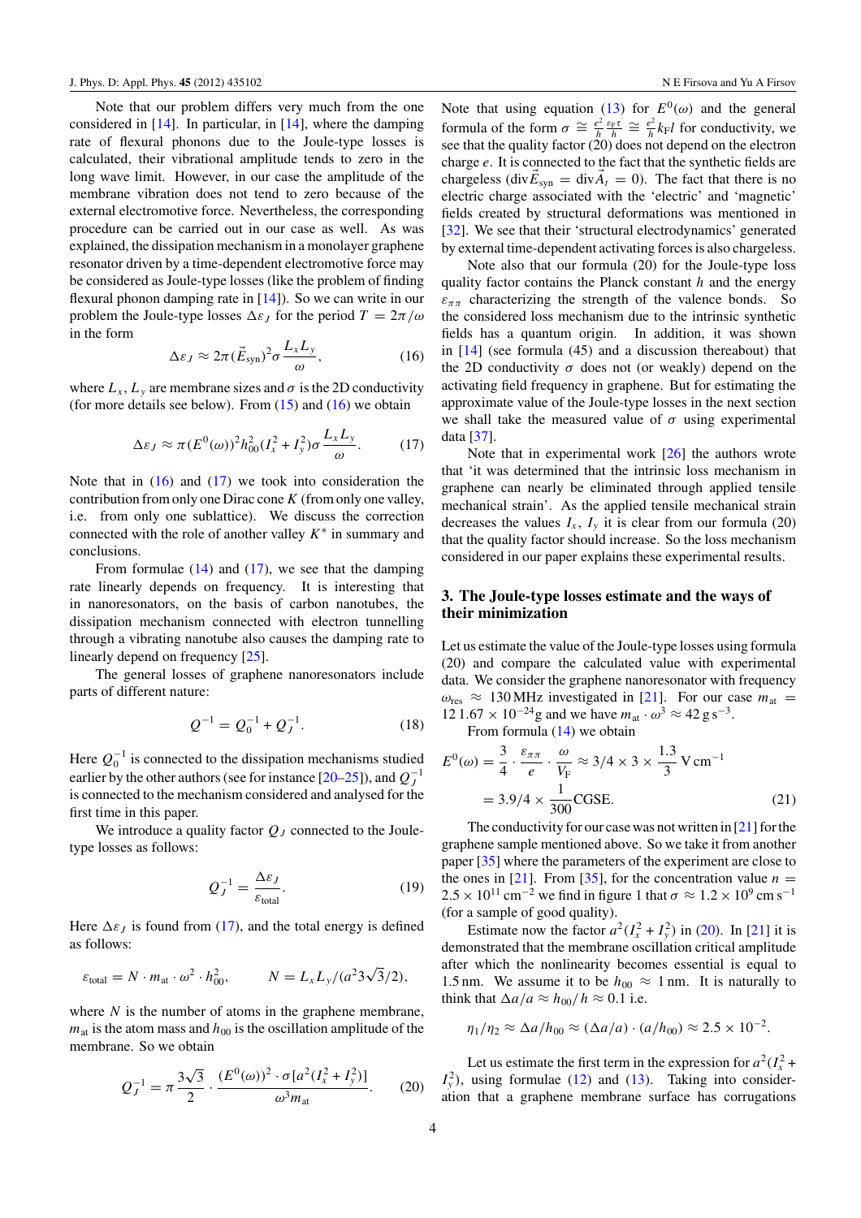Note that our problem differs very much from the one considered in [14]. In particular, in [14], where the damping rate of flexural phonons due to the Joule-type losses is calculated, their vibrational amplitude tends to zero in the long wave limit. However, in our case the amplitude of the membrane vibration does not tend to zero because of the external electromotive force. Nevertheless, the corresponding procedure can be carried out in our case as well. As was explained, the dissipation mechanism in a monolayer graphene resonator driven by a time-dependent electromotive force may be considered as Joule-type losses (like the problem of finding flexural phonon damping rate in [14]). So we can write in our problem the Joule-type losses $\Delta\varepsilon_J$ for the period $T = 2\pi/\omega$ in the form

$$\Delta\varepsilon_J \approx 2\pi(\vec{E}_{\rm syn})^2\sigma\frac{L_xL_y}{\omega}, \qquad (16)$$

where $L_x, L_y$ are membrane sizes and $\sigma$ is the 2D conductivity (for more details see below). From (15) and (16) we obtain

$$\Delta\varepsilon_J \approx \pi(E^0(\omega))^2h_{00}^2(I_x^2+I_y^2)\sigma\frac{L_xL_y}{\omega}. \qquad (17)$$

Note that in (16) and (17) we took into consideration the contribution from only one Dirac cone $K$ (from only one valley, i.e. from only one sublattice). We discuss the correction connected with the role of another valley $K^*$ in summary and conclusions.

From formulae (14) and (17), we see that the damping rate linearly depends on frequency. It is interesting that in nanoresonators, on the basis of carbon nanotubes, the dissipation mechanism connected with electron tunnelling through a vibrating nanotube also causes the damping rate to linearly depend on frequency [25].

The general losses of graphene nanoresonators include parts of different nature:

$$Q^{-1} = Q_0^{-1} + Q_J^{-1}. \qquad (18)$$

Here $Q_0^{-1}$ is connected to the dissipation mechanisms studied earlier by the other authors (see for instance [20–25]), and $Q_J^{-1}$ is connected to the mechanism considered and analysed for the first time in this paper.

We introduce a quality factor $Q_J$ connected to the Joule-type losses as follows:

$$Q_J^{-1} = \frac{\Delta\varepsilon_J}{\varepsilon_{\rm total}}. \qquad (19)$$

Here $\Delta\varepsilon_J$ is found from (17), and the total energy is defined as follows:

$$\varepsilon_{\rm total} = N\cdot m_{\rm at}\cdot\omega^2\cdot h_{00}^2, \qquad N = L_xL_y/(a^2 3\sqrt{3}/2),$$

where $N$ is the number of atoms in the graphene membrane, $m_{\rm at}$ is the atom mass and $h_{00}$ is the oscillation amplitude of the membrane. So we obtain

$$Q_J^{-1} = \pi\frac{3\sqrt{3}}{2}\cdot\frac{(E^0(\omega))^2\cdot\sigma[a^2(I_x^2+I_y^2)]}{\omega^3 m_{\rm at}}. \qquad (20)$$

Note that using equation (13) for $E^0(\omega)$ and the general formula of the form $\sigma \cong \frac{e^2}{\hbar}\frac{\varepsilon_{\rm F}\tau}{\hbar} \cong \frac{e^2}{\hbar}k_{\rm F}l$ for conductivity, we see that the quality factor (20) does not depend on the electron charge $e$. It is connected to the fact that the synthetic fields are chargeless (${\rm div}\vec{E}_{\rm syn} = {\rm div}\vec{A}_t = 0$). The fact that there is no electric charge associated with the 'electric' and 'magnetic' fields created by structural deformations was mentioned in [32]. We see that their 'structural electrodynamics' generated by external time-dependent activating forces is also chargeless.

Note also that our formula (20) for the Joule-type loss quality factor contains the Planck constant $h$ and the energy $\varepsilon_{\pi\pi}$ characterizing the strength of the valence bonds. So the considered loss mechanism due to the intrinsic synthetic fields has a quantum origin. In addition, it was shown in [14] (see formula (45) and a discussion thereabout) that the 2D conductivity $\sigma$ does not (or weakly) depend on the activating field frequency in graphene. But for estimating the approximate value of the Joule-type losses in the next section we shall take the measured value of $\sigma$ using experimental data [37].

Note that in experimental work [26] the authors wrote that 'it was determined that the intrinsic loss mechanism in graphene can nearly be eliminated through applied tensile mechanical strain'. As the applied tensile mechanical strain decreases the values $I_x$, $I_y$ it is clear from our formula (20) that the quality factor should increase. So the loss mechanism considered in our paper explains these experimental results.

## 3. The Joule-type losses estimate and the ways of their minimization

Let us estimate the value of the Joule-type losses using formula (20) and compare the calculated value with experimental data. We consider the graphene nanoresonator with frequency $\omega_{\rm res} \approx 130$ MHz investigated in [21]. For our case $m_{\rm at} = 12\,1.67\times10^{-24}$ g and we have $m_{\rm at}\cdot\omega^3 \approx 42$ g s$^{-3}$.

From formula (14) we obtain

$$E^0(\omega) = \frac{3}{4}\cdot\frac{\varepsilon_{\pi\pi}}{e}\cdot\frac{\omega}{V_{\rm F}} \approx 3/4\times3\times\frac{1.3}{3}\,{\rm V\,cm^{-1}}$$
$$= 3.9/4\times\frac{1}{300}{\rm CGSE}. \qquad (21)$$

The conductivity for our case was not written in [21] for the graphene sample mentioned above. So we take it from another paper [35] where the parameters of the experiment are close to the ones in [21]. From [35], for the concentration value $n = 2.5\times10^{11}$ cm$^{-2}$ we find in figure 1 that $\sigma \approx 1.2\times10^9$ cm s$^{-1}$ (for a sample of good quality).

Estimate now the factor $a^2(I_x^2+I_y^2)$ in (20). In [21] it is demonstrated that the membrane oscillation critical amplitude after which the nonlinearity becomes essential is equal to 1.5 nm. We assume it to be $h_{00} \approx 1$ nm. It is naturally to think that $\Delta a/a \approx h_{00}/h \approx 0.1$ i.e.

$$\eta_1/\eta_2 \approx \Delta a/h_{00} \approx (\Delta a/a)\cdot(a/h_{00}) \approx 2.5\times10^{-2}.$$

Let us estimate the first term in the expression for $a^2(I_x^2+I_y^2)$, using formulae (12) and (13). Taking into consideration that a graphene membrane surface has corrugations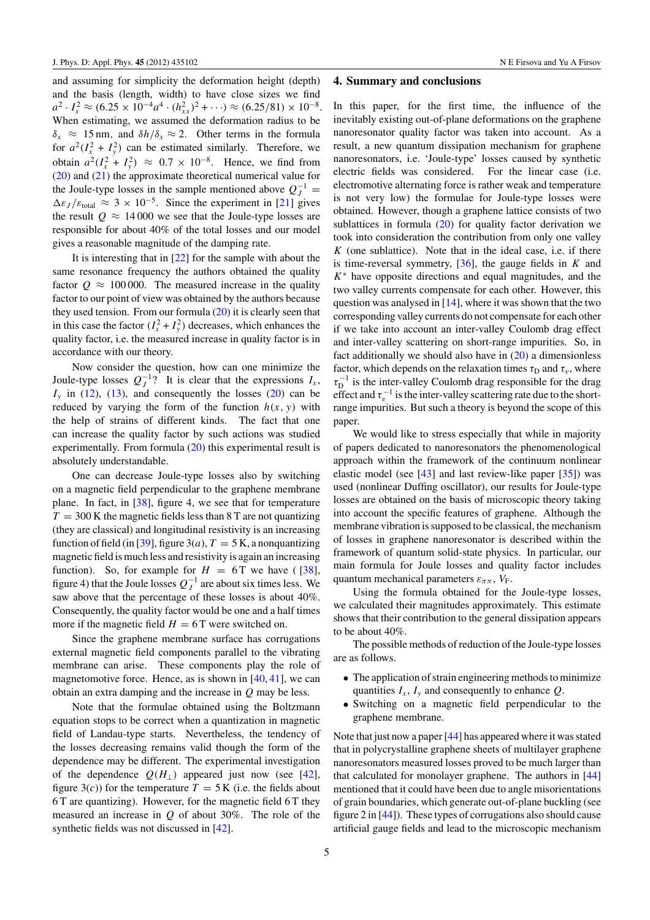and assuming for simplicity the deformation height (depth) and the basis (length, width) to have close sizes we find $a^2 \cdot I_x^2 \approx (6.25 \times 10^{-4} a^4 \cdot (h_{xx}^2)^2 + \cdots) \approx (6.25/81) \times 10^{-8}$. When estimating, we assumed the deformation radius to be $\delta_x \approx 15$ nm, and $\delta h/\delta_x \approx 2$. Other terms in the formula for $a^2(I_x^2 + I_y^2)$ can be estimated similarly. Therefore, we obtain $a^2(I_x^2 + I_y^2) \approx 0.7 \times 10^{-8}$. Hence, we find from (20) and (21) the approximate theoretical numerical value for the Joule-type losses in the sample mentioned above $Q_J^{-1} = \Delta\varepsilon_J/\varepsilon_{\text{total}} \approx 3 \times 10^{-5}$. Since the experiment in [21] gives the result $Q \approx 14\,000$ we see that the Joule-type losses are responsible for about 40% of the total losses and our model gives a reasonable magnitude of the damping rate.

It is interesting that in [22] for the sample with about the same resonance frequency the authors obtained the quality factor $Q \approx 100\,000$. The measured increase in the quality factor to our point of view was obtained by the authors because they used tension. From our formula (20) it is clearly seen that in this case the factor $(I_x^2 + I_y^2)$ decreases, which enhances the quality factor, i.e. the measured increase in quality factor is in accordance with our theory.

Now consider the question, how can one minimize the Joule-type losses $Q_J^{-1}$? It is clear that the expressions $I_x$, $I_y$ in (12), (13), and consequently the losses (20) can be reduced by varying the form of the function $h(x, y)$ with the help of strains of different kinds. The fact that one can increase the quality factor by such actions was studied experimentally. From formula (20) this experimental result is absolutely understandable.

One can decrease Joule-type losses also by switching on a magnetic field perpendicular to the graphene membrane plane. In fact, in [38], figure 4, we see that for temperature $T = 300$ K the magnetic fields less than 8 T are not quantizing (they are classical) and longitudinal resistivity is an increasing function of field (in [39], figure 3(*a*), $T = 5$ K, a nonquantizing magnetic field is much less and resistivity is again an increasing function). So, for example for $H = 6$ T we have ( [38], figure 4) that the Joule losses $Q_J^{-1}$ are about six times less. We saw above that the percentage of these losses is about 40%. Consequently, the quality factor would be one and a half times more if the magnetic field $H = 6$ T were switched on.

Since the graphene membrane surface has corrugations external magnetic field components parallel to the vibrating membrane can arise. These components play the role of magnetomotive force. Hence, as is shown in [40, 41], we can obtain an extra damping and the increase in $Q$ may be less.

Note that the formulae obtained using the Boltzmann equation stops to be correct when a quantization in magnetic field of Landau-type starts. Nevertheless, the tendency of the losses decreasing remains valid though the form of the dependence may be different. The experimental investigation of the dependence $Q(H_\perp)$ appeared just now (see [42], figure 3(*c*)) for the temperature $T = 5$ K (i.e. the fields about 6 T are quantizing). However, for the magnetic field 6 T they measured an increase in $Q$ of about 30%. The role of the synthetic fields was not discussed in [42].

## 4. Summary and conclusions

In this paper, for the first time, the influence of the inevitably existing out-of-plane deformations on the graphene nanoresonator quality factor was taken into account. As a result, a new quantum dissipation mechanism for graphene nanoresonators, i.e. 'Joule-type' losses caused by synthetic electric fields was considered. For the linear case (i.e. electromotive alternating force is rather weak and temperature is not very low) the formulae for Joule-type losses were obtained. However, though a graphene lattice consists of two sublattices in formula (20) for quality factor derivation we took into consideration the contribution from only one valley $K$ (one sublattice). Note that in the ideal case, i.e. if there is time-reversal symmetry, [36], the gauge fields in $K$ and $K^*$ have opposite directions and equal magnitudes, and the two valley currents compensate for each other. However, this question was analysed in [14], where it was shown that the two corresponding valley currents do not compensate for each other if we take into account an inter-valley Coulomb drag effect and inter-valley scattering on short-range impurities. So, in fact additionally we should also have in (20) a dimensionless factor, which depends on the relaxation times $\tau_{\text{D}}$ and $\tau_v$, where $\tau_{\text{D}}^{-1}$ is the inter-valley Coulomb drag responsible for the drag effect and $\tau_v^{-1}$ is the inter-valley scattering rate due to the short-range impurities. But such a theory is beyond the scope of this paper.

We would like to stress especially that while in majority of papers dedicated to nanoresonators the phenomenological approach within the framework of the continuum nonlinear elastic model (see [43] and last review-like paper [35]) was used (nonlinear Duffing oscillator), our results for Joule-type losses are obtained on the basis of microscopic theory taking into account the specific features of graphene. Although the membrane vibration is supposed to be classical, the mechanism of losses in graphene nanoresonator is described within the framework of quantum solid-state physics. In particular, our main formula for Joule losses and quality factor includes quantum mechanical parameters $\varepsilon_{\pi\pi}$, $V_{\text{F}}$.

Using the formula obtained for the Joule-type losses, we calculated their magnitudes approximately. This estimate shows that their contribution to the general dissipation appears to be about 40%.

The possible methods of reduction of the Joule-type losses are as follows.

- The application of strain engineering methods to minimize quantities $I_x$, $I_y$ and consequently to enhance $Q$.
- Switching on a magnetic field perpendicular to the graphene membrane.

Note that just now a paper [44] has appeared where it was stated that in polycrystalline graphene sheets of multilayer graphene nanoresonators measured losses proved to be much larger than that calculated for monolayer graphene. The authors in [44] mentioned that it could have been due to angle misorientations of grain boundaries, which generate out-of-plane buckling (see figure 2 in [44]). These types of corrugations also should cause artificial gauge fields and lead to the microscopic mechanism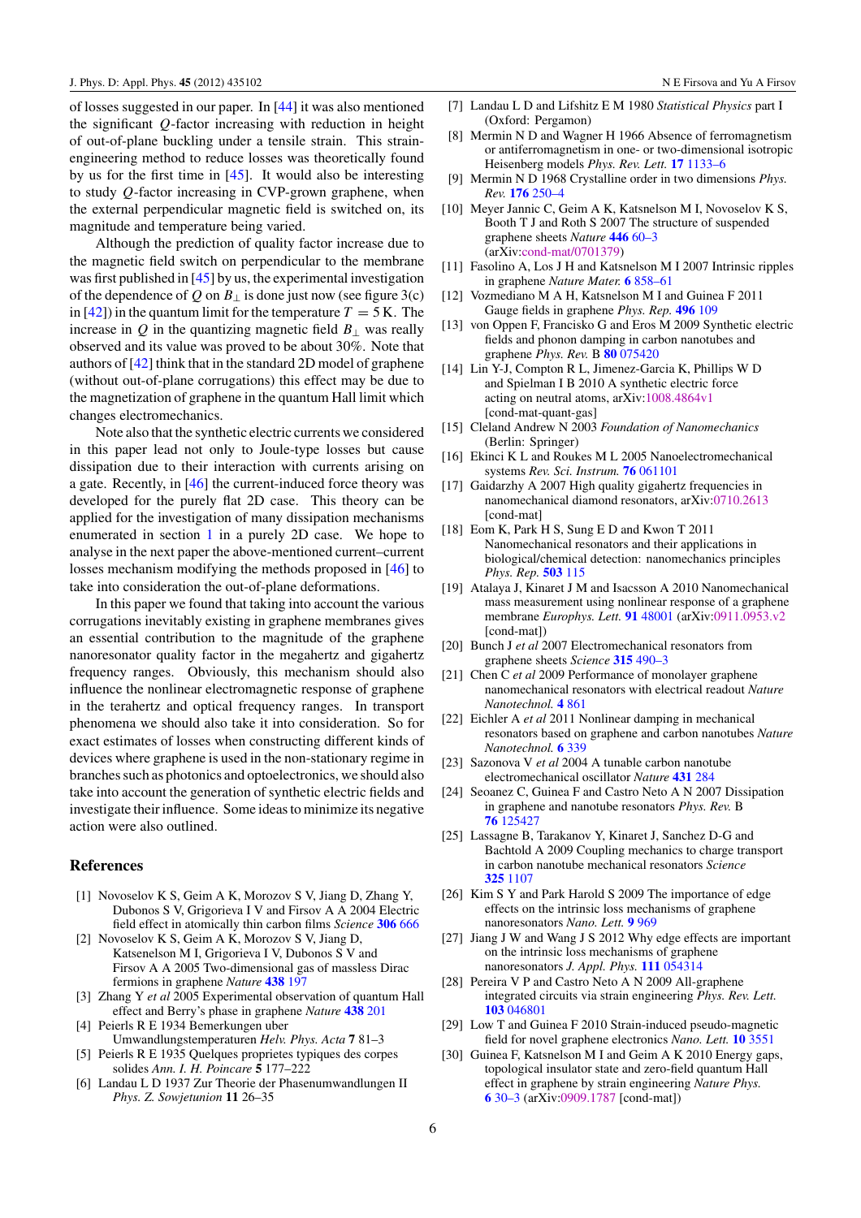of losses suggested in our paper. In [44] it was also mentioned the significant $Q$-factor increasing with reduction in height of out-of-plane buckling under a tensile strain. This strain-engineering method to reduce losses was theoretically found by us for the first time in [45]. It would also be interesting to study $Q$-factor increasing in CVP-grown graphene, when the external perpendicular magnetic field is switched on, its magnitude and temperature being varied.

Although the prediction of quality factor increase due to the magnetic field switch on perpendicular to the membrane was first published in [45] by us, the experimental investigation of the dependence of $Q$ on $B_\perp$ is done just now (see figure 3(c) in [42]) in the quantum limit for the temperature $T = 5$ K. The increase in $Q$ in the quantizing magnetic field $B_\perp$ was really observed and its value was proved to be about 30%. Note that authors of [42] think that in the standard 2D model of graphene (without out-of-plane corrugations) this effect may be due to the magnetization of graphene in the quantum Hall limit which changes electromechanics.

Note also that the synthetic electric currents we considered in this paper lead not only to Joule-type losses but cause dissipation due to their interaction with currents arising on a gate. Recently, in [46] the current-induced force theory was developed for the purely flat 2D case. This theory can be applied for the investigation of many dissipation mechanisms enumerated in section 1 in a purely 2D case. We hope to analyse in the next paper the above-mentioned current–current losses mechanism modifying the methods proposed in [46] to take into consideration the out-of-plane deformations.

In this paper we found that taking into account the various corrugations inevitably existing in graphene membranes gives an essential contribution to the magnitude of the graphene nanoresonator quality factor in the megahertz and gigahertz frequency ranges. Obviously, this mechanism should also influence the nonlinear electromagnetic response of graphene in the terahertz and optical frequency ranges. In transport phenomena we should also take it into consideration. So for exact estimates of losses when constructing different kinds of devices where graphene is used in the non-stationary regime in branches such as photonics and optoelectronics, we should also take into account the generation of synthetic electric fields and investigate their influence. Some ideas to minimize its negative action were also outlined.

## References

[1] Novoselov K S, Geim A K, Morozov S V, Jiang D, Zhang Y, Dubonos S V, Grigorieva I V and Firsov A A 2004 Electric field effect in atomically thin carbon films *Science* **306** 666

[2] Novoselov K S, Geim A K, Morozov S V, Jiang D, Katsnelson M I, Grigorieva I V, Dubonos S V and Firsov A A 2005 Two-dimensional gas of massless Dirac fermions in graphene *Nature* **438** 197

[3] Zhang Y *et al* 2005 Experimental observation of quantum Hall effect and Berry's phase in graphene *Nature* **438** 201

[4] Peierls R E 1934 Bemerkungen uber Umwandlungstemperaturen *Helv. Phys. Acta* **7** 81–3

[5] Peierls R E 1935 Quelques proprietes typiques des corpes solides *Ann. I. H. Poincare* **5** 177–222

[6] Landau L D 1937 Zur Theorie der Phasenumwandlungen II *Phys. Z. Sowjetunion* **11** 26–35

[7] Landau L D and Lifshitz E M 1980 *Statistical Physics* part I (Oxford: Pergamon)

[8] Mermin N D and Wagner H 1966 Absence of ferromagnetism or antiferromagnetism in one- or two-dimensional isotropic Heisenberg models *Phys. Rev. Lett.* **17** 1133–6

[9] Mermin N D 1968 Crystalline order in two dimensions *Phys. Rev.* **176** 250–4

[10] Meyer Jannic C, Geim A K, Katsnelson M I, Novoselov K S, Booth T J and Roth S 2007 The structure of suspended graphene sheets *Nature* **446** 60–3 (arXiv:cond-mat/0701379)

[11] Fasolino A, Los J H and Katsnelson M I 2007 Intrinsic ripples in graphene *Nature Mater.* **6** 858–61

[12] Vozmediano M A H, Katsnelson M I and Guinea F 2011 Gauge fields in graphene *Phys. Rep.* **496** 109

[13] von Oppen F, Francisko G and Eros M 2009 Synthetic electric fields and phonon damping in carbon nanotubes and graphene *Phys. Rev.* B **80** 075420

[14] Lin Y-J, Compton R L, Jimenez-Garcia K, Phillips W D and Spielman I B 2010 A synthetic electric force acting on neutral atoms, arXiv:1008.4864v1 [cond-mat-quant-gas]

[15] Cleland Andrew N 2003 *Foundation of Nanomechanics* (Berlin: Springer)

[16] Ekinci K L and Roukes M L 2005 Nanoelectromechanical systems *Rev. Sci. Instrum.* **76** 061101

[17] Gaidarzhy A 2007 High quality gigahertz frequencies in nanomechanical diamond resonators, arXiv:0710.2613 [cond-mat]

[18] Eom K, Park H S, Sung E D and Kwon T 2011 Nanomechanical resonators and their applications in biological/chemical detection: nanomechanics principles *Phys. Rep.* **503** 115

[19] Atalaya J, Kinaret J M and Isacsson A 2010 Nanomechanical mass measurement using nonlinear response of a graphene membrane *Europhys. Lett.* **91** 48001 (arXiv:0911.0953.v2 [cond-mat])

[20] Bunch J *et al* 2007 Electromechanical resonators from graphene sheets *Science* **315** 490–3

[21] Chen C *et al* 2009 Performance of monolayer graphene nanomechanical resonators with electrical readout *Nature Nanotechnol.* **4** 861

[22] Eichler A *et al* 2011 Nonlinear damping in mechanical resonators based on graphene and carbon nanotubes *Nature Nanotechnol.* **6** 339

[23] Sazonova V *et al* 2004 A tunable carbon nanotube electromechanical oscillator *Nature* **431** 284

[24] Seoanez C, Guinea F and Castro Neto A N 2007 Dissipation in graphene and nanotube resonators *Phys. Rev.* B **76** 125427

[25] Lassagne B, Tarakanov Y, Kinaret J, Sanchez D-G and Bachtold A 2009 Coupling mechanics to charge transport in carbon nanotube mechanical resonators *Science* **325** 1107

[26] Kim S Y and Park Harold S 2009 The importance of edge effects on the intrinsic loss mechanisms of graphene nanoresonators *Nano. Lett.* **9** 969

[27] Jiang J W and Wang J S 2012 Why edge effects are important on the intrinsic loss mechanisms of graphene nanoresonators *J. Appl. Phys.* **111** 054314

[28] Pereira V P and Castro Neto A N 2009 All-graphene integrated circuits via strain engineering *Phys. Rev. Lett.* **103** 046801

[29] Low T and Guinea F 2010 Strain-induced pseudo-magnetic field for novel graphene electronics *Nano. Lett.* **10** 3551

[30] Guinea F, Katsnelson M I and Geim A K 2010 Energy gaps, topological insulator state and zero-field quantum Hall effect in graphene by strain engineering *Nature Phys.* **6** 30–3 (arXiv:0909.1787 [cond-mat])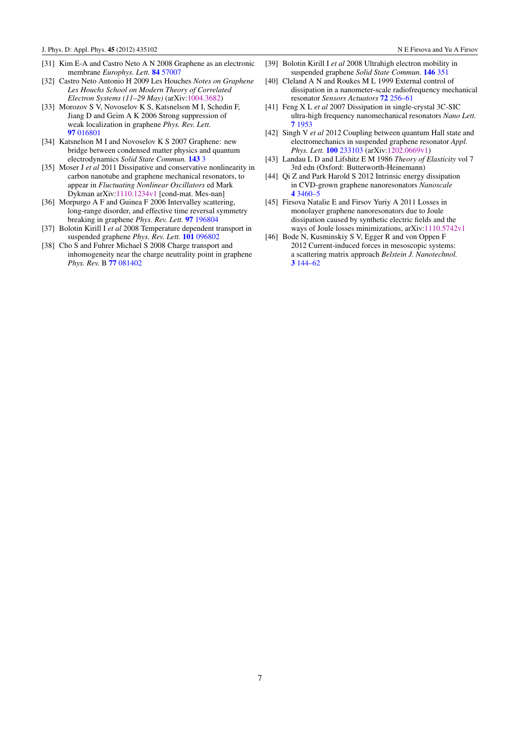[31] Kim E-A and Castro Neto A N 2008 Graphene as an electronic membrane *Europhys. Lett.* **84** 57007

[32] Castro Neto Antonio H 2009 Les Houches *Notes on Graphene Les Houchs School on Modern Theory of Correlated Electron Systems (11–29 May)* (arXiv:1004.3682)

[33] Morozov S V, Novoselov K S, Katsnelson M I, Schedin F, Jiang D and Geim A K 2006 Strong suppression of weak localization in graphene *Phys. Rev. Lett.* **97** 016801

[34] Katsnelson M I and Novoselov K S 2007 Graphene: new bridge between condensed matter physics and quantum electrodynamics *Solid State Commun.* **143** 3

[35] Moser J *et al* 2011 Dissipative and conservative nonlinearity in carbon nanotube and graphene mechanical resonators, to appear in *Fluctuating Nonlinear Oscillators* ed Mark Dykman arXiv:1110.1234v1 [cond-mat. Mes-nan]

[36] Morpurgo A F and Guinea F 2006 Intervalley scattering, long-range disorder, and effective time reversal symmetry breaking in graphene *Phys. Rev. Lett.* **97** 196804

[37] Bolotin Kirill I *et al* 2008 Temperature dependent transport in suspended graphene *Phys. Rev. Lett.* **101** 096802

[38] Cho S and Fuhrer Michael S 2008 Charge transport and inhomogeneity near the charge neutrality point in graphene *Phys. Rev.* B **77** 081402

[39] Bolotin Kirill I *et al* 2008 Ultrahigh electron mobility in suspended graphene *Solid State Commun.* **146** 351

[40] Cleland A N and Roukes M L 1999 External control of dissipation in a nanometer-scale radiofrequency mechanical resonator *Sensors Actuators* **72** 256–61

[41] Feng X L *et al* 2007 Dissipation in single-crystal 3C-SIC ultra-high frequency nanomechanical resonators *Nano Lett.* **7** 1953

[42] Singh V *et al* 2012 Coupling between quantum Hall state and electromechanics in suspended graphene resonator *Appl. Phys. Lett.* **100** 233103 (arXiv:1202.0669v1)

[43] Landau L D and Lifshitz E M 1986 *Theory of Elasticity* vol 7 3rd edn (Oxford: Butterworth-Heinemann)

[44] Qi Z and Park Harold S 2012 Intrinsic energy dissipation in CVD-grown graphene nanoresonators *Nanoscale* **4** 3460–5

[45] Firsova Natalie E and Firsov Yuriy A 2011 Losses in monolayer graphene nanoresonators due to Joule dissipation caused by synthetic electric fields and the ways of Joule losses minimizations, arXiv:1110.5742v1

[46] Bode N, Kusminskiy S V, Egger R and von Oppen F 2012 Current-induced forces in mesoscopic systems: a scattering matrix approach *Belstein J. Nanotechnol.* **3** 144–62